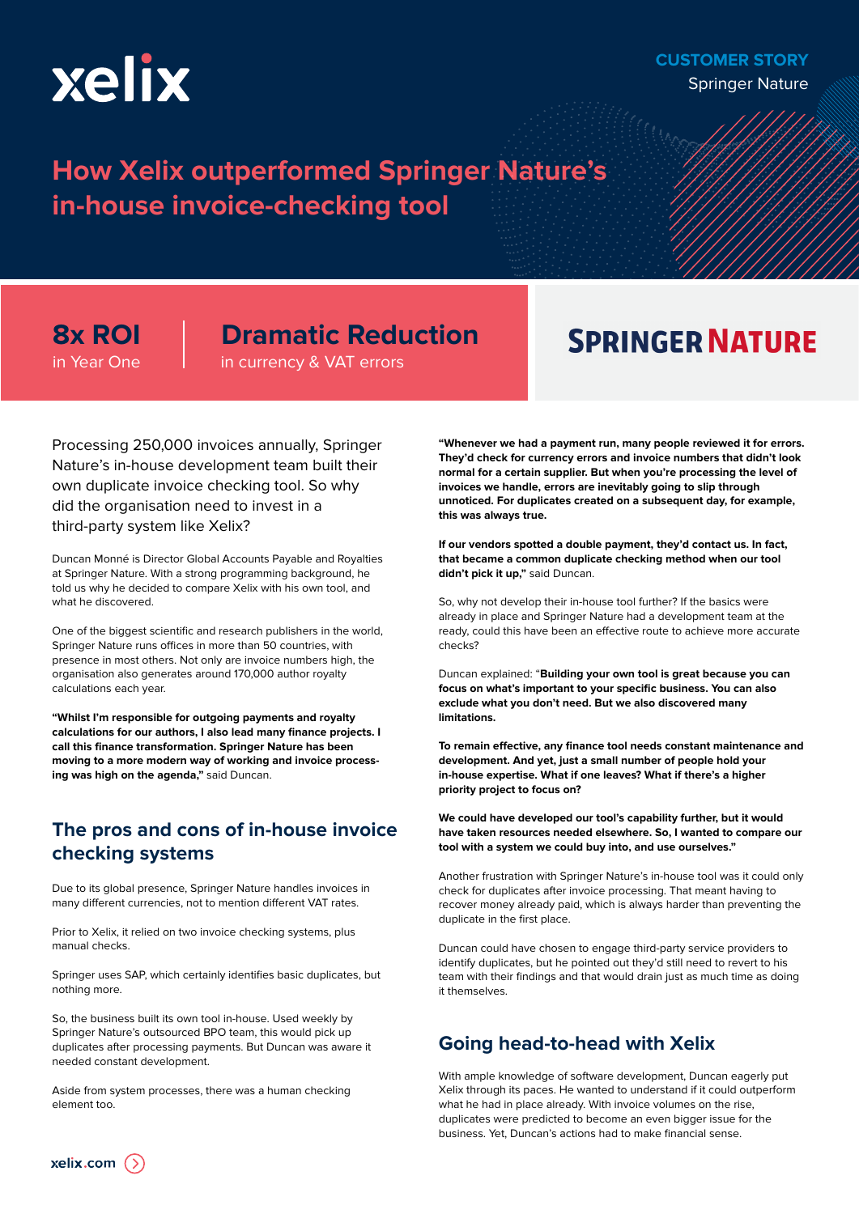xelix

**CUSTOMER STORY**

Springer Nature

# How Xelix outperformed Springer Nature's in-house invoice-checking tool

**8x ROI**
in Year One

**Dramatic Reduction**
in currency & VAT errors

SPRINGER NATURE

Processing 250,000 invoices annually, Springer Nature's in-house development team built their own duplicate invoice checking tool. So why did the organisation need to invest in a third-party system like Xelix?

Duncan Monné is Director Global Accounts Payable and Royalties at Springer Nature. With a strong programming background, he told us why he decided to compare Xelix with his own tool, and what he discovered.

One of the biggest scientific and research publishers in the world, Springer Nature runs offices in more than 50 countries, with presence in most others. Not only are invoice numbers high, the organisation also generates around 170,000 author royalty calculations each year.

**"Whilst I'm responsible for outgoing payments and royalty calculations for our authors, I also lead many finance projects. I call this finance transformation. Springer Nature has been moving to a more modern way of working and invoice processing was high on the agenda,"** said Duncan.

## The pros and cons of in-house invoice checking systems

Due to its global presence, Springer Nature handles invoices in many different currencies, not to mention different VAT rates.

Prior to Xelix, it relied on two invoice checking systems, plus manual checks.

Springer uses SAP, which certainly identifies basic duplicates, but nothing more.

So, the business built its own tool in-house. Used weekly by Springer Nature's outsourced BPO team, this would pick up duplicates after processing payments. But Duncan was aware it needed constant development.

Aside from system processes, there was a human checking element too.

**"Whenever we had a payment run, many people reviewed it for errors. They'd check for currency errors and invoice numbers that didn't look normal for a certain supplier. But when you're processing the level of invoices we handle, errors are inevitably going to slip through unnoticed. For duplicates created on a subsequent day, for example, this was always true.**

**If our vendors spotted a double payment, they'd contact us. In fact, that became a common duplicate checking method when our tool didn't pick it up,"** said Duncan.

So, why not develop their in-house tool further? If the basics were already in place and Springer Nature had a development team at the ready, could this have been an effective route to achieve more accurate checks?

Duncan explained: "**Building your own tool is great because you can focus on what's important to your specific business. You can also exclude what you don't need. But we also discovered many limitations.**

**To remain effective, any finance tool needs constant maintenance and development. And yet, just a small number of people hold your in-house expertise. What if one leaves? What if there's a higher priority project to focus on?**

**We could have developed our tool's capability further, but it would have taken resources needed elsewhere. So, I wanted to compare our tool with a system we could buy into, and use ourselves."**

Another frustration with Springer Nature's in-house tool was it could only check for duplicates after invoice processing. That meant having to recover money already paid, which is always harder than preventing the duplicate in the first place.

Duncan could have chosen to engage third-party service providers to identify duplicates, but he pointed out they'd still need to revert to his team with their findings and that would drain just as much time as doing it themselves.

## Going head-to-head with Xelix

With ample knowledge of software development, Duncan eagerly put Xelix through its paces. He wanted to understand if it could outperform what he had in place already. With invoice volumes on the rise, duplicates were predicted to become an even bigger issue for the business. Yet, Duncan's actions had to make financial sense.

xelix.com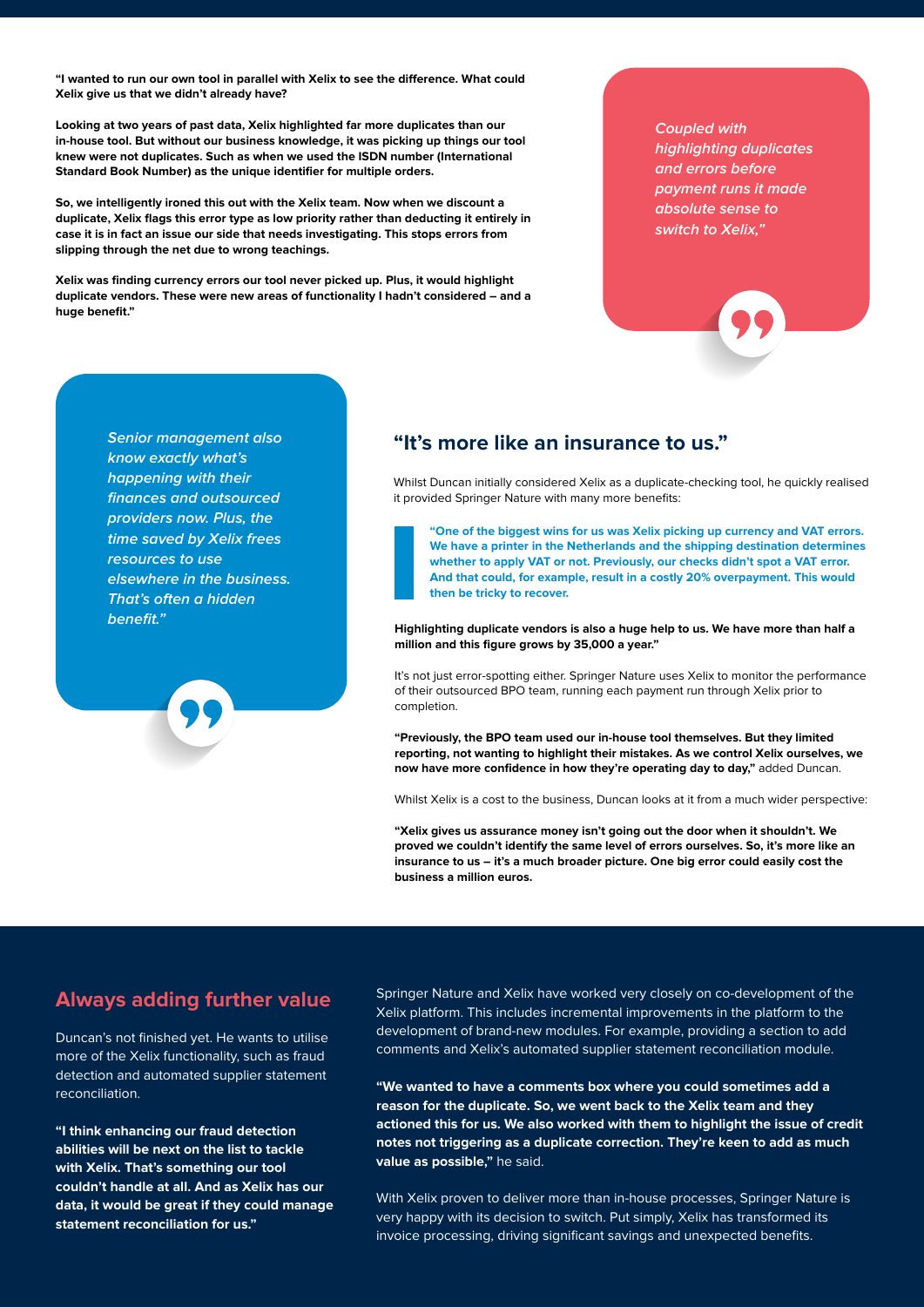**"I wanted to run our own tool in parallel with Xelix to see the difference. What could Xelix give us that we didn't already have?**

**Looking at two years of past data, Xelix highlighted far more duplicates than our in-house tool. But without our business knowledge, it was picking up things our tool knew were not duplicates. Such as when we used the ISDN number (International Standard Book Number) as the unique identifier for multiple orders.**

**So, we intelligently ironed this out with the Xelix team. Now when we discount a duplicate, Xelix flags this error type as low priority rather than deducting it entirely in case it is in fact an issue our side that needs investigating. This stops errors from slipping through the net due to wrong teachings.**

**Xelix was finding currency errors our tool never picked up. Plus, it would highlight duplicate vendors. These were new areas of functionality I hadn't considered – and a huge benefit."**

> *Coupled with highlighting duplicates and errors before payment runs it made absolute sense to switch to Xelix,"*

> *Senior management also know exactly what's happening with their finances and outsourced providers now. Plus, the time saved by Xelix frees resources to use elsewhere in the business. That's often a hidden benefit."*

## "It's more like an insurance to us."

Whilst Duncan initially considered Xelix as a duplicate-checking tool, he quickly realised it provided Springer Nature with many more benefits:

> **"One of the biggest wins for us was Xelix picking up currency and VAT errors. We have a printer in the Netherlands and the shipping destination determines whether to apply VAT or not. Previously, our checks didn't spot a VAT error. And that could, for example, result in a costly 20% overpayment. This would then be tricky to recover.**

**Highlighting duplicate vendors is also a huge help to us. We have more than half a million and this figure grows by 35,000 a year."**

It's not just error-spotting either. Springer Nature uses Xelix to monitor the performance of their outsourced BPO team, running each payment run through Xelix prior to completion.

**"Previously, the BPO team used our in-house tool themselves. But they limited reporting, not wanting to highlight their mistakes. As we control Xelix ourselves, we now have more confidence in how they're operating day to day,"** added Duncan.

Whilst Xelix is a cost to the business, Duncan looks at it from a much wider perspective:

**"Xelix gives us assurance money isn't going out the door when it shouldn't. We proved we couldn't identify the same level of errors ourselves. So, it's more like an insurance to us – it's a much broader picture. One big error could easily cost the business a million euros.**

## Always adding further value

Duncan's not finished yet. He wants to utilise more of the Xelix functionality, such as fraud detection and automated supplier statement reconciliation.

**"I think enhancing our fraud detection abilities will be next on the list to tackle with Xelix. That's something our tool couldn't handle at all. And as Xelix has our data, it would be great if they could manage statement reconciliation for us."**

Springer Nature and Xelix have worked very closely on co-development of the Xelix platform. This includes incremental improvements in the platform to the development of brand-new modules. For example, providing a section to add comments and Xelix's automated supplier statement reconciliation module.

**"We wanted to have a comments box where you could sometimes add a reason for the duplicate. So, we went back to the Xelix team and they actioned this for us. We also worked with them to highlight the issue of credit notes not triggering as a duplicate correction. They're keen to add as much value as possible,"** he said.

With Xelix proven to deliver more than in-house processes, Springer Nature is very happy with its decision to switch. Put simply, Xelix has transformed its invoice processing, driving significant savings and unexpected benefits.